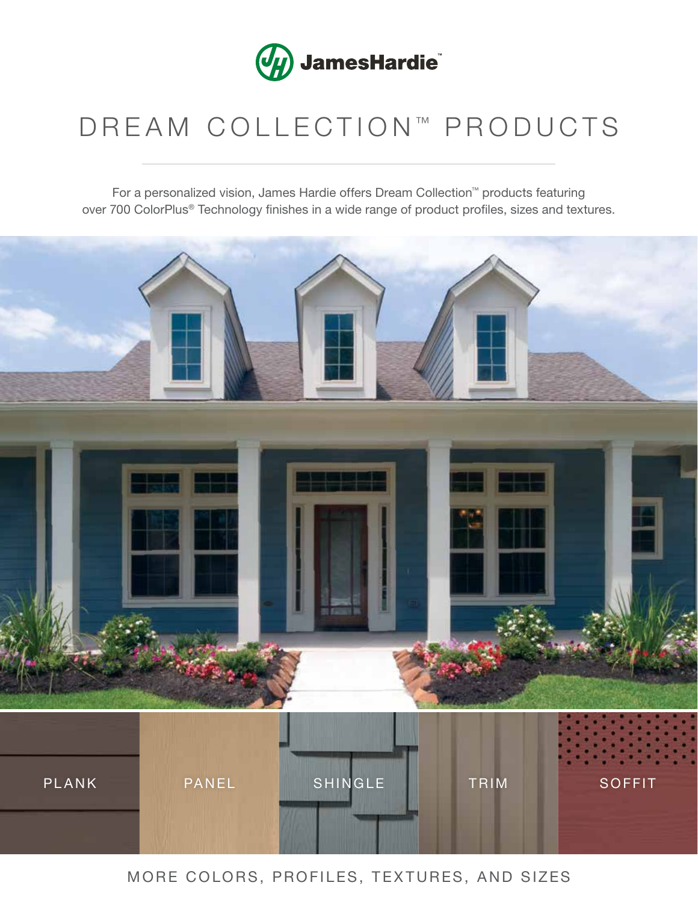JamesHardie™

# DREAM COLLECTION™ PRODUCTS

For a personalized vision, James Hardie offers Dream Collection™ products featuring over 700 ColorPlus® Technology finishes in a wide range of product profiles, sizes and textures.

PLANK

PANEL

SHINGLE

TRIM

SOFFIT

MORE COLORS, PROFILES, TEXTURES, AND SIZES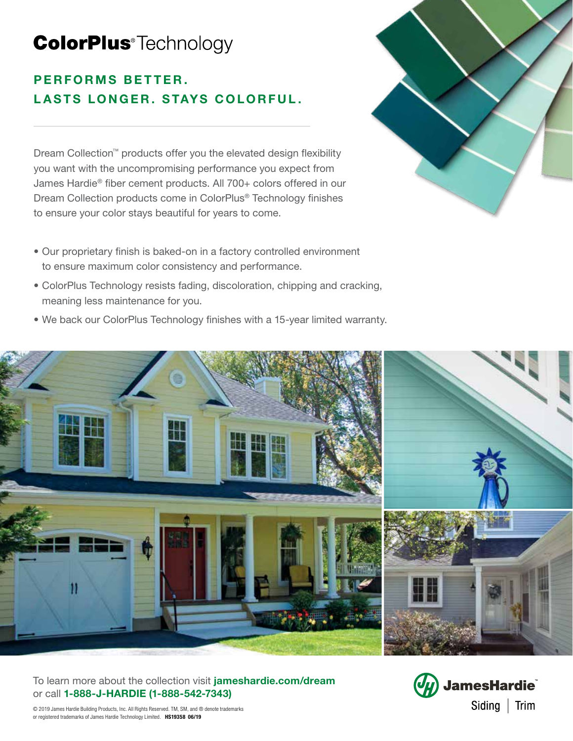# ColorPlus® Technology

## PERFORMS BETTER. LASTS LONGER. STAYS COLORFUL.

Dream Collection™ products offer you the elevated design flexibility you want with the uncompromising performance you expect from James Hardie® fiber cement products. All 700+ colors offered in our Dream Collection products come in ColorPlus® Technology finishes to ensure your color stays beautiful for years to come.

- Our proprietary finish is baked-on in a factory controlled environment to ensure maximum color consistency and performance.
- ColorPlus Technology resists fading, discoloration, chipping and cracking, meaning less maintenance for you.
- We back our ColorPlus Technology finishes with a 15-year limited warranty.

To learn more about the collection visit **jameshardie.com/dream** or call **1-888-J-HARDIE (1-888-542-7343)**

© 2019 James Hardie Building Products, Inc. All Rights Reserved. TM, SM, and ® denote trademarks or registered trademarks of James Hardie Technology Limited. **HS19358 06/19**

JamesHardie™ Siding | Trim